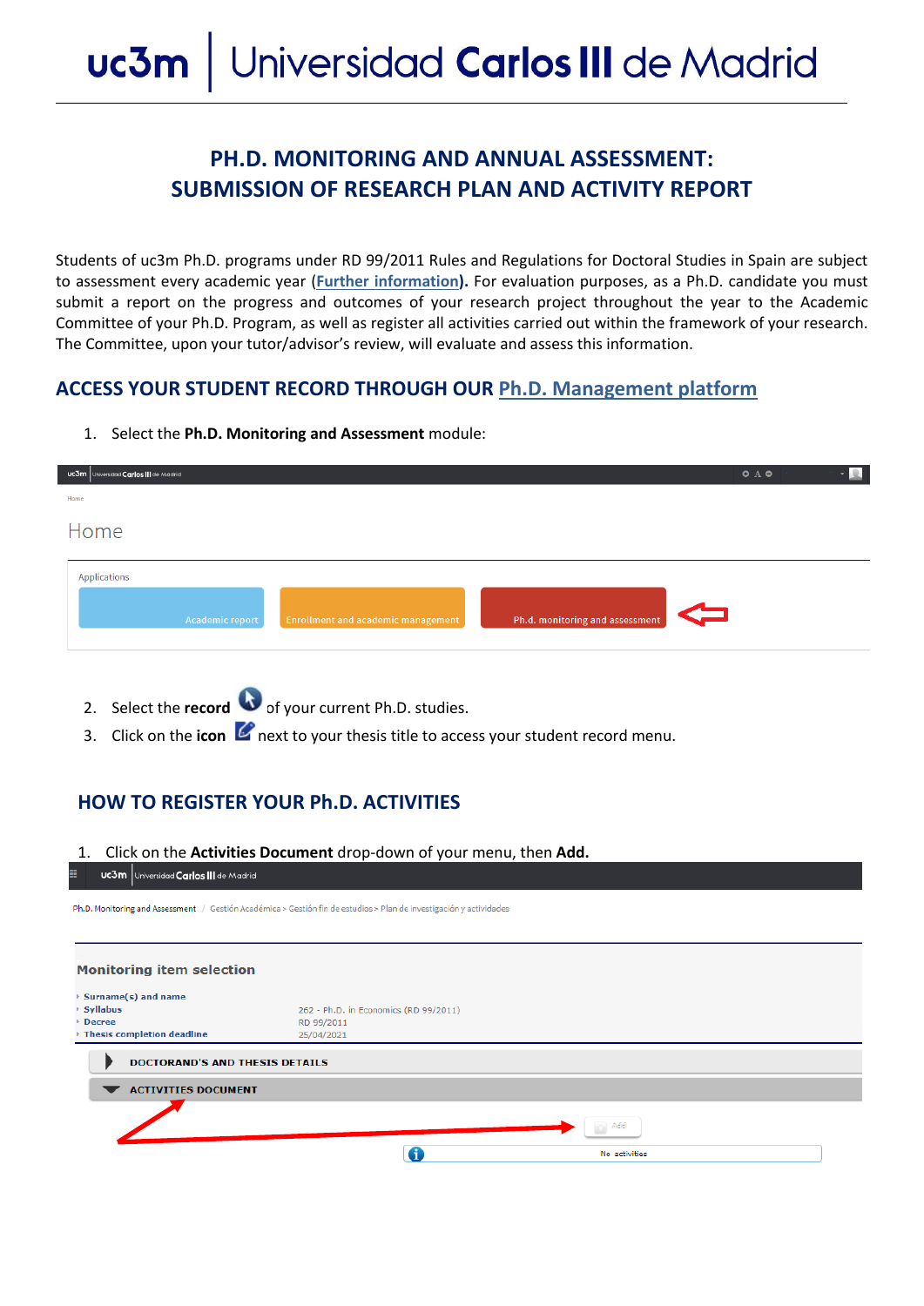# PH.D. MONITORING AND ANNUAL ASSESSMENT: SUBMISSION OF RESEARCH PLAN AND ACTIVITY REPORT

Students of uc3m Ph.D. programs under RD 99/2011 Rules and Regulations for Doctoral Studies in Spain are subject to assessment every academic year (Further information). For evaluation purposes, as a Ph.D. candidate you must submit a report on the progress and outcomes of your research project throughout the year to the Academic Committee of your Ph.D. Program, as well as register all activities carried out within the framework of your research. The Committee, upon your tutor/advisor's review, will evaluate and assess this information.

## ACCESS YOUR STUDENT RECORD THROUGH OUR Ph.D. Management platform

1. Select the **Ph.D. Monitoring and Assessment** module:

Home

Applications

Academic report | Enrollment and academic management | Ph.d. monitoring and assessment

2. Select the **record** of your current Ph.D. studies.
3. Click on the **icon** next to your thesis title to access your student record menu.

## HOW TO REGISTER YOUR Ph.D. ACTIVITIES

1. Click on the **Activities Document** drop-down of your menu, then **Add.**

Ph.D. Monitoring and Assessment / Gestión Académica > Gestión fin de estudios > Plan de investigación y actividades

**Monitoring item selection**

- Surname(s) and name
- Syllabus: 262 - Ph.D. in Economics (RD 99/2011)
- Decree: RD 99/2011
- Thesis completion deadline: 25/04/2021

DOCTORAND'S AND THESIS DETAILS

ACTIVITIES DOCUMENT

Add

No activities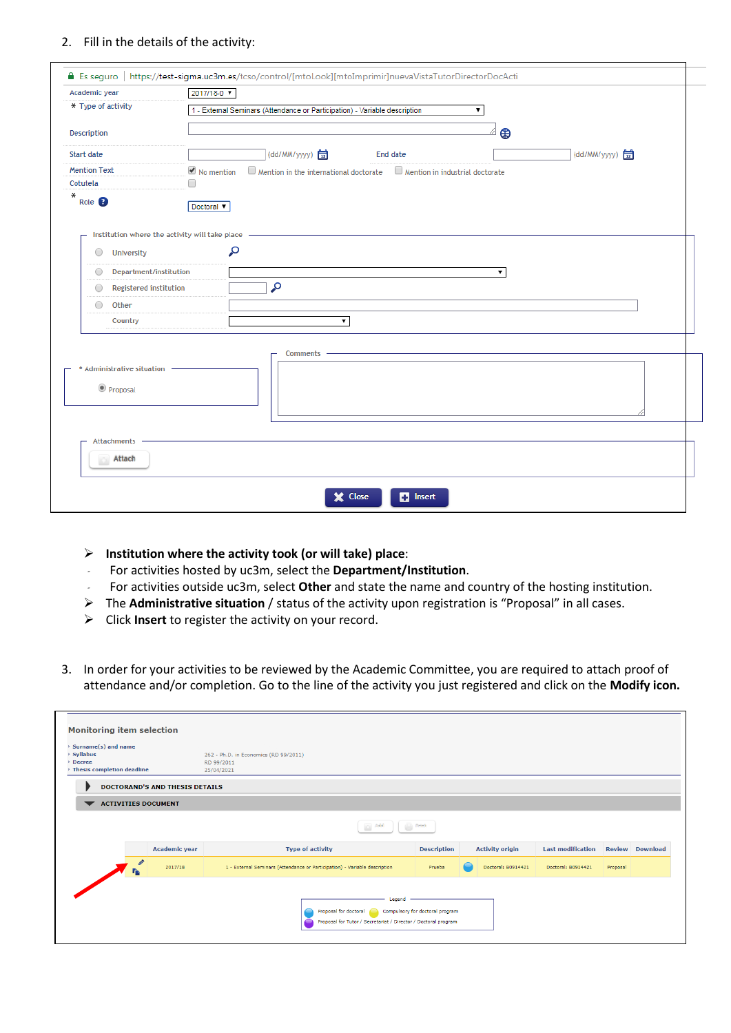2. Fill in the details of the activity:

➢ **Institution where the activity took (or will take) place**:
- For activities hosted by uc3m, select the **Department/Institution**.
- For activities outside uc3m, select **Other** and state the name and country of the hosting institution.

➢ The **Administrative situation** / status of the activity upon registration is "Proposal" in all cases.

➢ Click **Insert** to register the activity on your record.

3. In order for your activities to be reviewed by the Academic Committee, you are required to attach proof of attendance and/or completion. Go to the line of the activity you just registered and click on the **Modify icon.**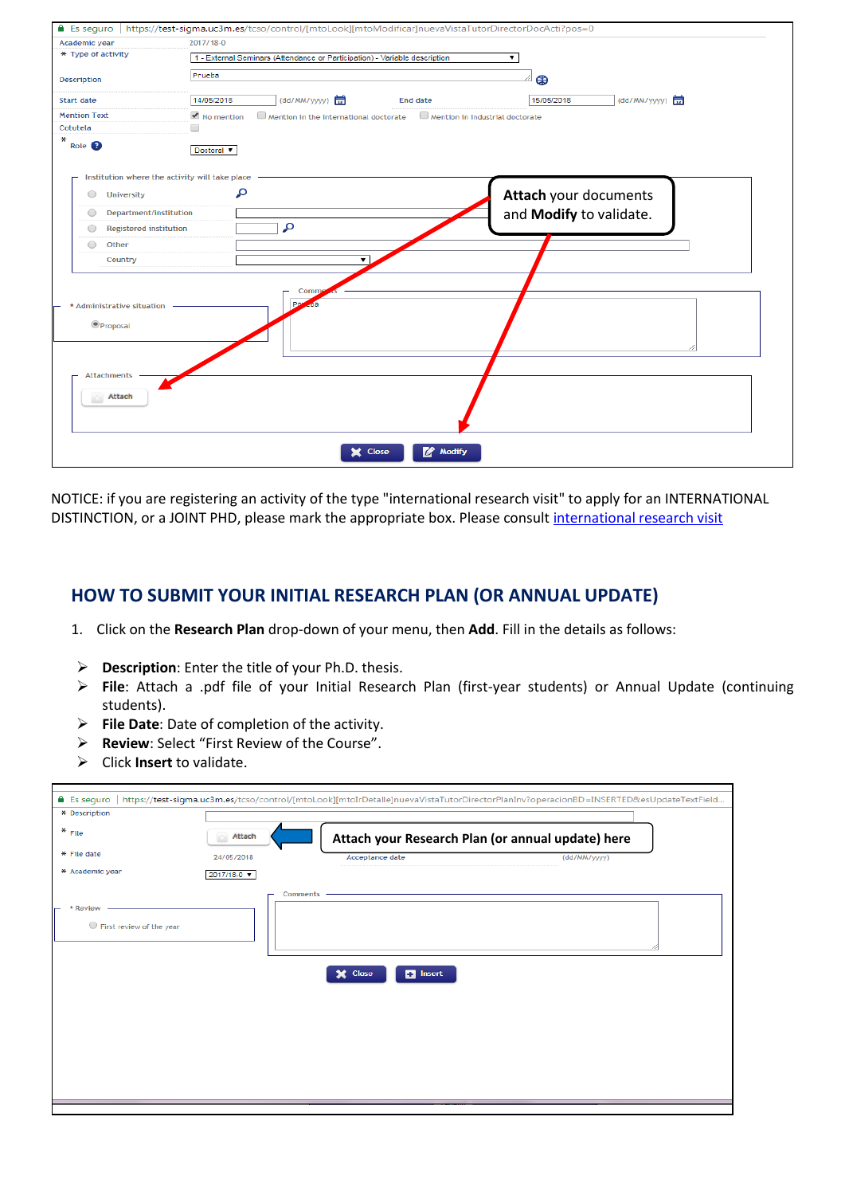NOTICE: if you are registering an activity of the type "international research visit" to apply for an INTERNATIONAL DISTINCTION, or a JOINT PHD, please mark the appropriate box. Please consult [international research visit]

## HOW TO SUBMIT YOUR INITIAL RESEARCH PLAN (OR ANNUAL UPDATE)

1. Click on the **Research Plan** drop-down of your menu, then **Add**. Fill in the details as follows:

- **Description**: Enter the title of your Ph.D. thesis.
- **File**: Attach a .pdf file of your Initial Research Plan (first-year students) or Annual Update (continuing students).
- **File Date**: Date of completion of the activity.
- **Review**: Select “First Review of the Course”.
- Click **Insert** to validate.